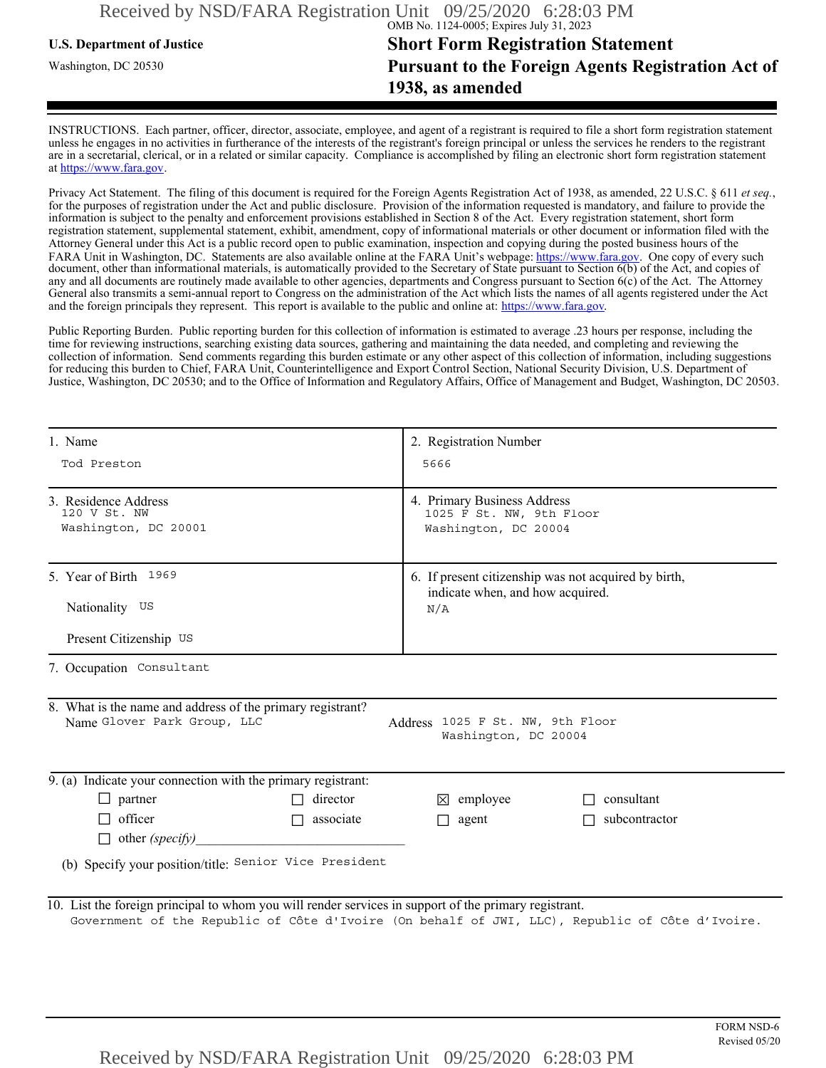OMB No. 1124-0005; Expires July 31, 2023

**U.S. Department of Justice**

Washington, DC 20530

# Short Form Registration Statement Pursuant to the Foreign Agents Registration Act of 1938, as amended

INSTRUCTIONS. Each partner, officer, director, associate, employee, and agent of a registrant is required to file a short form registration statement unless he engages in no activities in furtherance of the interests of the registrant's foreign principal or unless the services he renders to the registrant are in a secretarial, clerical, or in a related or similar capacity. Compliance is accomplished by filing an electronic short form registration statement at https://www.fara.gov.

Privacy Act Statement. The filing of this document is required for the Foreign Agents Registration Act of 1938, as amended, 22 U.S.C. § 611 *et seq.*, for the purposes of registration under the Act and public disclosure. Provision of the information requested is mandatory, and failure to provide the information is subject to the penalty and enforcement provisions established in Section 8 of the Act. Every registration statement, short form registration statement, supplemental statement, exhibit, amendment, copy of informational materials or other document or information filed with the Attorney General under this Act is a public record open to public examination, inspection and copying during the posted business hours of the FARA Unit in Washington, DC. Statements are also available online at the FARA Unit's webpage: https://www.fara.gov. One copy of every such document, other than informational materials, is automatically provided to the Secretary of State pursuant to Section 6(b) of the Act, and copies of any and all documents are routinely made available to other agencies, departments and Congress pursuant to Section 6(c) of the Act. The Attorney General also transmits a semi-annual report to Congress on the administration of the Act which lists the names of all agents registered under the Act and the foreign principals they represent. This report is available to the public and online at: https://www.fara.gov.

Public Reporting Burden. Public reporting burden for this collection of information is estimated to average .23 hours per response, including the time for reviewing instructions, searching existing data sources, gathering and maintaining the data needed, and completing and reviewing the collection of information. Send comments regarding this burden estimate or any other aspect of this collection of information, including suggestions for reducing this burden to Chief, FARA Unit, Counterintelligence and Export Control Section, National Security Division, U.S. Department of Justice, Washington, DC 20530; and to the Office of Information and Regulatory Affairs, Office of Management and Budget, Washington, DC 20503.

| | |
|---|---|
| 1. Name<br>Tod Preston | 2. Registration Number<br>5666 |
| 3. Residence Address<br>120 V St. NW<br>Washington, DC 20001 | 4. Primary Business Address<br>1025 F St. NW, 9th Floor<br>Washington, DC 20004 |
| 5. Year of Birth 1969<br>Nationality US<br>Present Citizenship US | 6. If present citizenship was not acquired by birth, indicate when, and how acquired.<br>N/A |

7. Occupation Consultant

8. What is the name and address of the primary registrant?
Name Glover Park Group, LLC
Address 1025 F St. NW, 9th Floor
Washington, DC 20004

9. (a) Indicate your connection with the primary registrant:

- ☐ partner
- ☐ director
- ☒ employee
- ☐ consultant
- ☐ officer
- ☐ associate
- ☐ agent
- ☐ subcontractor
- ☐ other *(specify)*\_\_\_\_\_\_\_\_\_\_\_\_\_\_\_\_\_\_\_\_

(b) Specify your position/title: Senior Vice President

10. List the foreign principal to whom you will render services in support of the primary registrant.
Government of the Republic of Côte d'Ivoire (On behalf of JWI, LLC), Republic of Côte d'Ivoire.

FORM NSD-6
Revised 05/20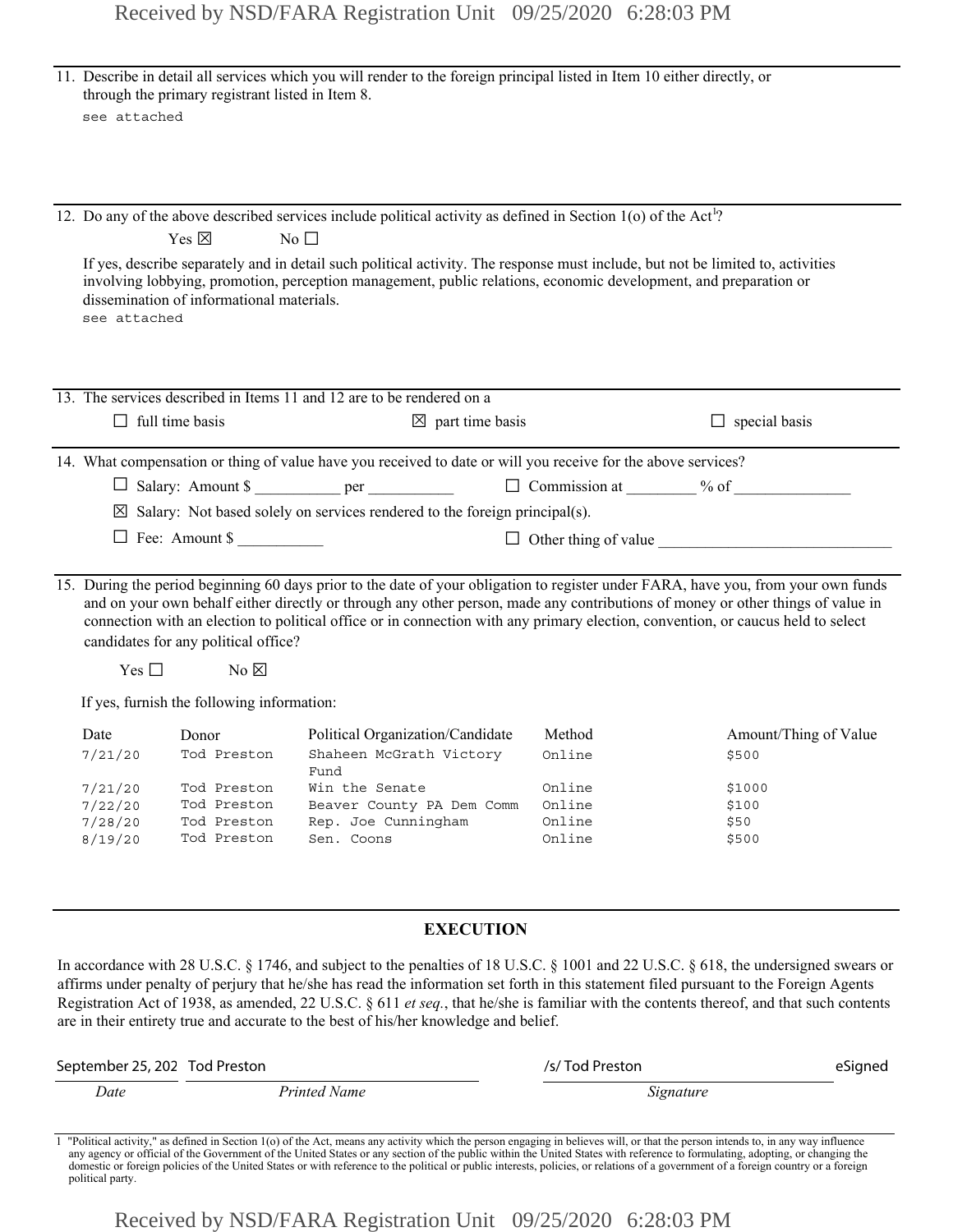11. Describe in detail all services which you will render to the foreign principal listed in Item 10 either directly, or through the primary registrant listed in Item 8.

see attached

12. Do any of the above described services include political activity as defined in Section 1(o) of the Act[1]?

Yes ☒ No ☐

If yes, describe separately and in detail such political activity. The response must include, but not be limited to, activities involving lobbying, promotion, perception management, public relations, economic development, and preparation or dissemination of informational materials.

see attached

13. The services described in Items 11 and 12 are to be rendered on a

☐ full time basis ☒ part time basis ☐ special basis

14. What compensation or thing of value have you received to date or will you receive for the above services?

☐ Salary: Amount $ __________ per __________ ☐ Commission at ________ % of ______________

☒ Salary: Not based solely on services rendered to the foreign principal(s).

☐ Fee: Amount $ __________ ☐ Other thing of value ____________________________

15. During the period beginning 60 days prior to the date of your obligation to register under FARA, have you, from your own funds and on your own behalf either directly or through any other person, made any contributions of money or other things of value in connection with an election to political office or in connection with any primary election, convention, or caucus held to select candidates for any political office?

Yes ☐ No ☒

If yes, furnish the following information:

| Date | Donor | Political Organization/Candidate | Method | Amount/Thing of Value |
|---|---|---|---|---|
| 7/21/20 | Tod Preston | Shaheen McGrath Victory Fund | Online | $500 |
| 7/21/20 | Tod Preston | Win the Senate | Online | $1000 |
| 7/22/20 | Tod Preston | Beaver County PA Dem Comm | Online | $100 |
| 7/28/20 | Tod Preston | Rep. Joe Cunningham | Online | $50 |
| 8/19/20 | Tod Preston | Sen. Coons | Online | $500 |

## EXECUTION

In accordance with 28 U.S.C. § 1746, and subject to the penalties of 18 U.S.C. § 1001 and 22 U.S.C. § 618, the undersigned swears or affirms under penalty of perjury that he/she has read the information set forth in this statement filed pursuant to the Foreign Agents Registration Act of 1938, as amended, 22 U.S.C. § 611 *et seq.*, that he/she is familiar with the contents thereof, and that such contents are in their entirety true and accurate to the best of his/her knowledge and belief.

| September 25, 202 | Tod Preston | /s/ Tod Preston | eSigned |
|---|---|---|---|
| *Date* | *Printed Name* | *Signature* | |

1 "Political activity," as defined in Section 1(o) of the Act, means any activity which the person engaging in believes will, or that the person intends to, in any way influence any agency or official of the Government of the United States or any section of the public within the United States with reference to formulating, adopting, or changing the domestic or foreign policies of the United States or with reference to the political or public interests, policies, or relations of a government of a foreign country or a foreign political party.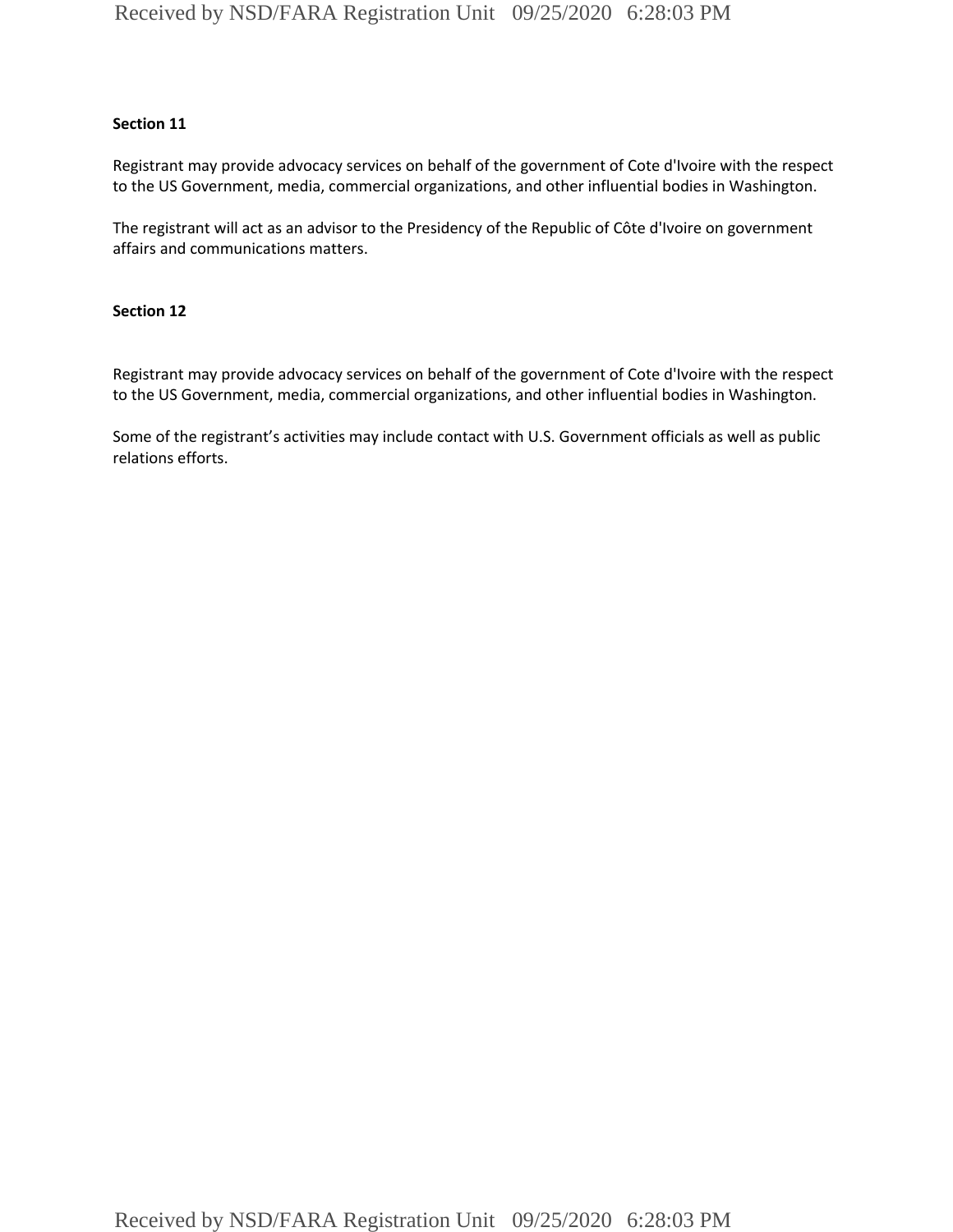**Section 11**

Registrant may provide advocacy services on behalf of the government of Cote d'Ivoire with the respect to the US Government, media, commercial organizations, and other influential bodies in Washington.

The registrant will act as an advisor to the Presidency of the Republic of Côte d'Ivoire on government affairs and communications matters.

**Section 12**

Registrant may provide advocacy services on behalf of the government of Cote d'Ivoire with the respect to the US Government, media, commercial organizations, and other influential bodies in Washington.

Some of the registrant's activities may include contact with U.S. Government officials as well as public relations efforts.